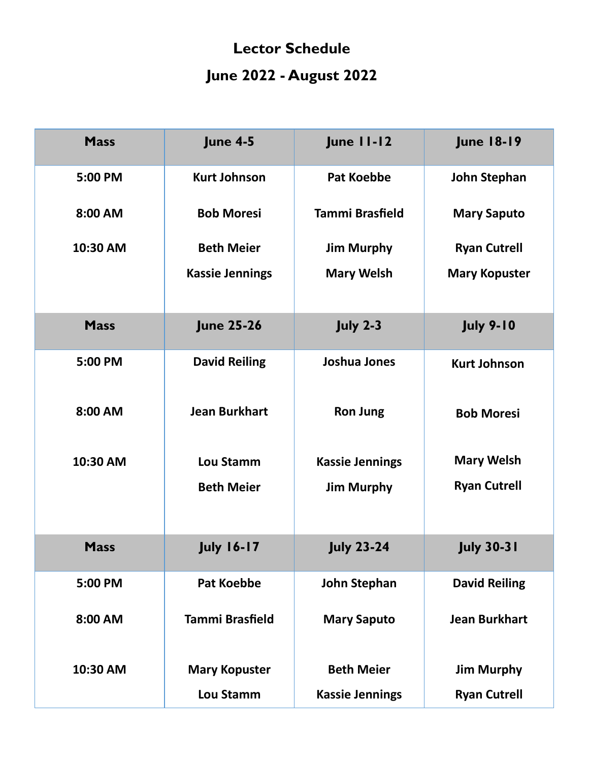# Lector Schedule

## June 2022 - August 2022

| Mass | June 4-5 | June 11-12 | June 18-19 |
|---|---|---|---|
| 5:00 PM | Kurt Johnson | Pat Koebbe | John Stephan |
| 8:00 AM | Bob Moresi | Tammi Brasfield | Mary Saputo |
| 10:30 AM | Beth Meier | Jim Murphy | Ryan Cutrell |
| | Kassie Jennings | Mary Welsh | Mary Kopuster |
| **Mass** | **June 25-26** | **July 2-3** | **July 9-10** |
| 5:00 PM | David Reiling | Joshua Jones | Kurt Johnson |
| 8:00 AM | Jean Burkhart | Ron Jung | Bob Moresi |
| 10:30 AM | Lou Stamm | Kassie Jennings | Mary Welsh |
| | Beth Meier | Jim Murphy | Ryan Cutrell |
| **Mass** | **July 16-17** | **July 23-24** | **July 30-31** |
| 5:00 PM | Pat Koebbe | John Stephan | David Reiling |
| 8:00 AM | Tammi Brasfield | Mary Saputo | Jean Burkhart |
| 10:30 AM | Mary Kopuster | Beth Meier | Jim Murphy |
| | Lou Stamm | Kassie Jennings | Ryan Cutrell |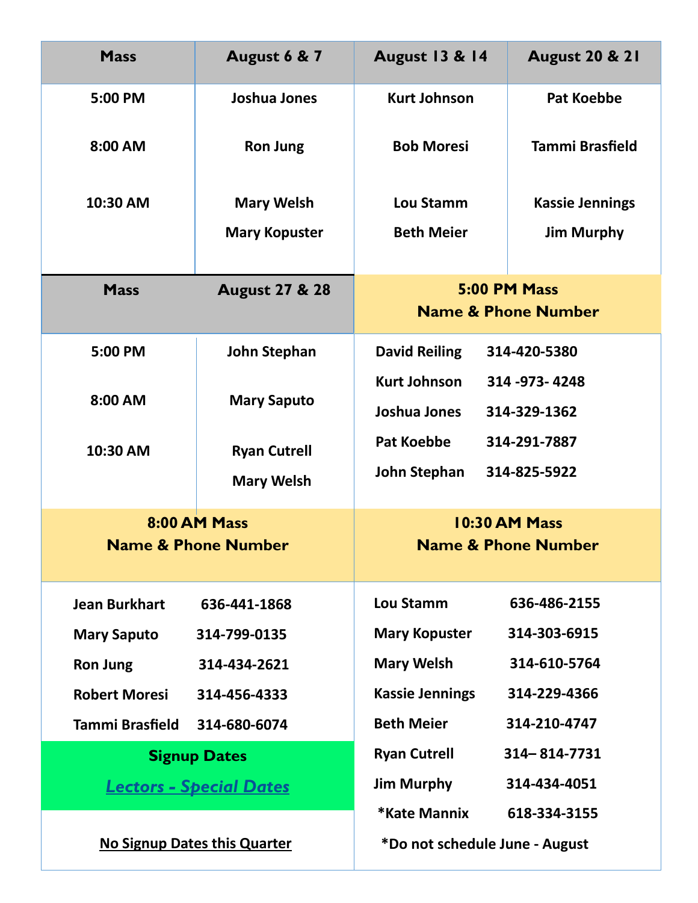| Mass | August 6 & 7 | August 13 & 14 | August 20 & 21 |
|---|---|---|---|
| 5:00 PM | Joshua Jones | Kurt Johnson | Pat Koebbe |
| 8:00 AM | Ron Jung | Bob Moresi | Tammi Brasfield |
| 10:30 AM | Mary Welsh<br>Mary Kopuster | Lou Stamm<br>Beth Meier | Kassie Jennings<br>Jim Murphy |

| Mass | August 27 & 28 |
|---|---|
| 5:00 PM | John Stephan |
| 8:00 AM | Mary Saputo |
| 10:30 AM | Ryan Cutrell<br>Mary Welsh |

**5:00 PM Mass**
**Name & Phone Number**

| | |
|---|---|
| David Reiling | 314-420-5380 |
| Kurt Johnson | 314 -973- 4248 |
| Joshua Jones | 314-329-1362 |
| Pat Koebbe | 314-291-7887 |
| John Stephan | 314-825-5922 |

**8:00 AM Mass**
**Name & Phone Number**

| | |
|---|---|
| Jean Burkhart | 636-441-1868 |
| Mary Saputo | 314-799-0135 |
| Ron Jung | 314-434-2621 |
| Robert Moresi | 314-456-4333 |
| Tammi Brasfield | 314-680-6074 |

**10:30 AM Mass**
**Name & Phone Number**

| | |
|---|---|
| Lou Stamm | 636-486-2155 |
| Mary Kopuster | 314-303-6915 |
| Mary Welsh | 314-610-5764 |
| Kassie Jennings | 314-229-4366 |
| Beth Meier | 314-210-4747 |
| Ryan Cutrell | 314– 814-7731 |
| Jim Murphy | 314-434-4051 |
| *Kate Mannix | 618-334-3155 |

*Do not schedule June - August

**Signup Dates**

***Lectors - Special Dates***

**No Signup Dates this Quarter**